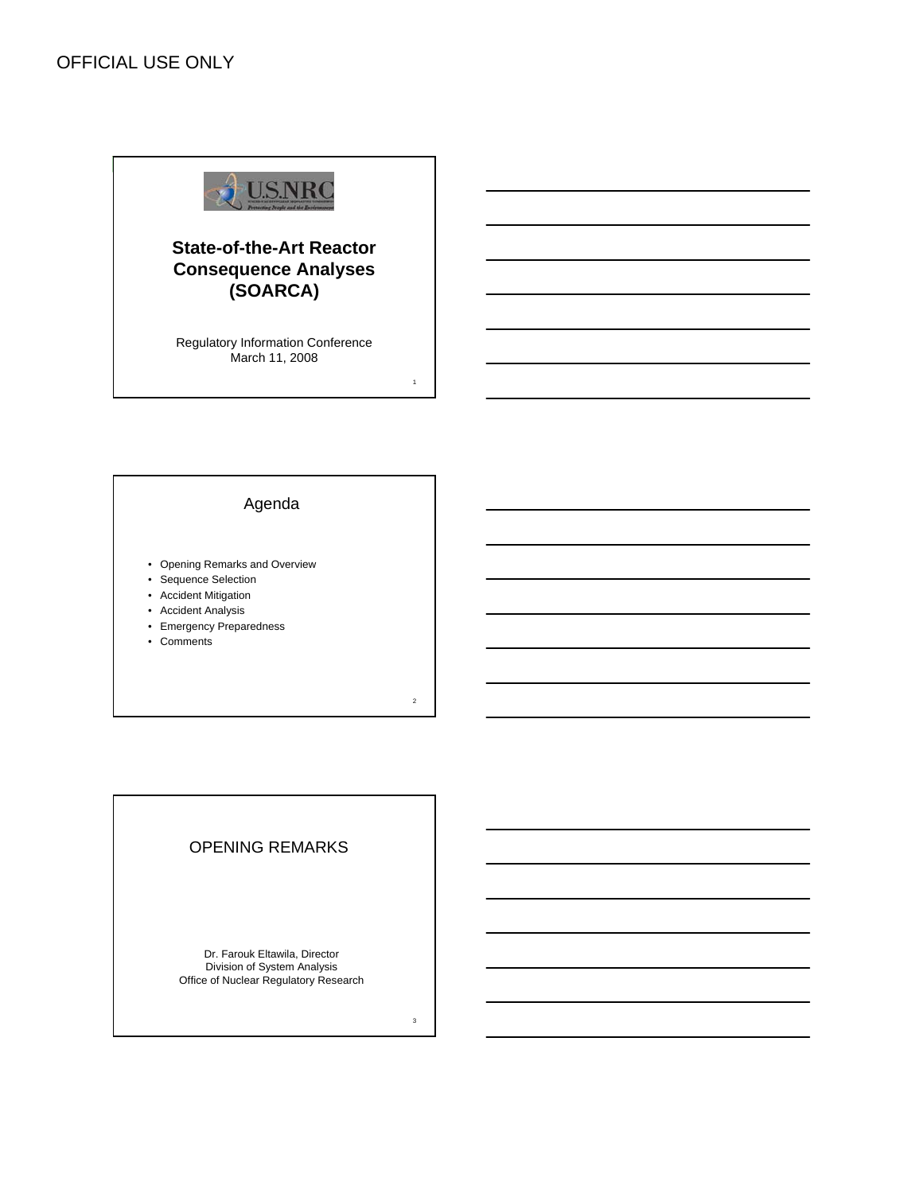OFFICIAL USE ONLY

U.S.NRC

# State-of-the-Art Reactor Consequence Analyses (SOARCA)

Regulatory Information Conference
March 11, 2008

## Agenda

- Opening Remarks and Overview
- Sequence Selection
- Accident Mitigation
- Accident Analysis
- Emergency Preparedness
- Comments

## OPENING REMARKS

Dr. Farouk Eltawila, Director
Division of System Analysis
Office of Nuclear Regulatory Research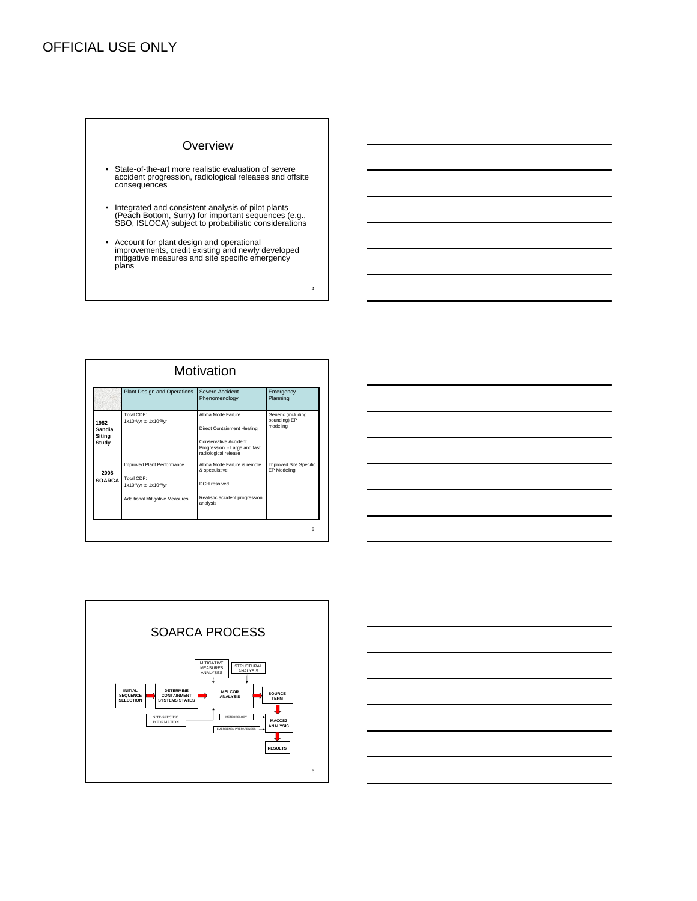OFFICIAL USE ONLY

## Overview

- State-of-the-art more realistic evaluation of severe accident progression, radiological releases and offsite consequences
- Integrated and consistent analysis of pilot plants (Peach Bottom, Surry) for important sequences (e.g., SBO, ISLOCA) subject to probabilistic considerations
- Account for plant design and operational improvements, credit existing and newly developed mitigative measures and site specific emergency plans

## Motivation

| | Plant Design and Operations | Severe Accident Phenomenology | Emergency Planning |
|---|---|---|---|
| **1982 Sandia Siting Study** | Total CDF: $1x10^{-4}$/yr to $1x10^{-5}$/yr | Alpha Mode Failure<br>Direct Containment Heating<br>Conservative Accident Progression - Large and fast radiological release | Generic (including bounding) EP modeling |
| **2008 SOARCA** | Improved Plant Performance<br>Total CDF: $1x10^{-5}$/yr to $1x10^{-6}$/yr<br>Additional Mitigative Measures | Alpha Mode Failure is remote & speculative<br>DCH resolved<br>Realistic accident progression analysis | Improved Site Specific EP Modeling |

## SOARCA PROCESS

- INITIAL SEQUENCE SELECTION → DETERMINE CONTAINMENT SYSTEMS STATES → MELCOR ANALYSIS → SOURCE TERM → MACCS2 ANALYSIS → RESULTS
- MITIGATIVE MEASURES ANALYSES → MELCOR ANALYSIS
- STRUCTURAL ANALYSIS → MELCOR ANALYSIS
- SITE-SPECIFIC INFORMATION → MELCOR ANALYSIS
- METEOROLOGY → MACCS2 ANALYSIS
- EMERGENCY PREPAREDNESS → MACCS2 ANALYSIS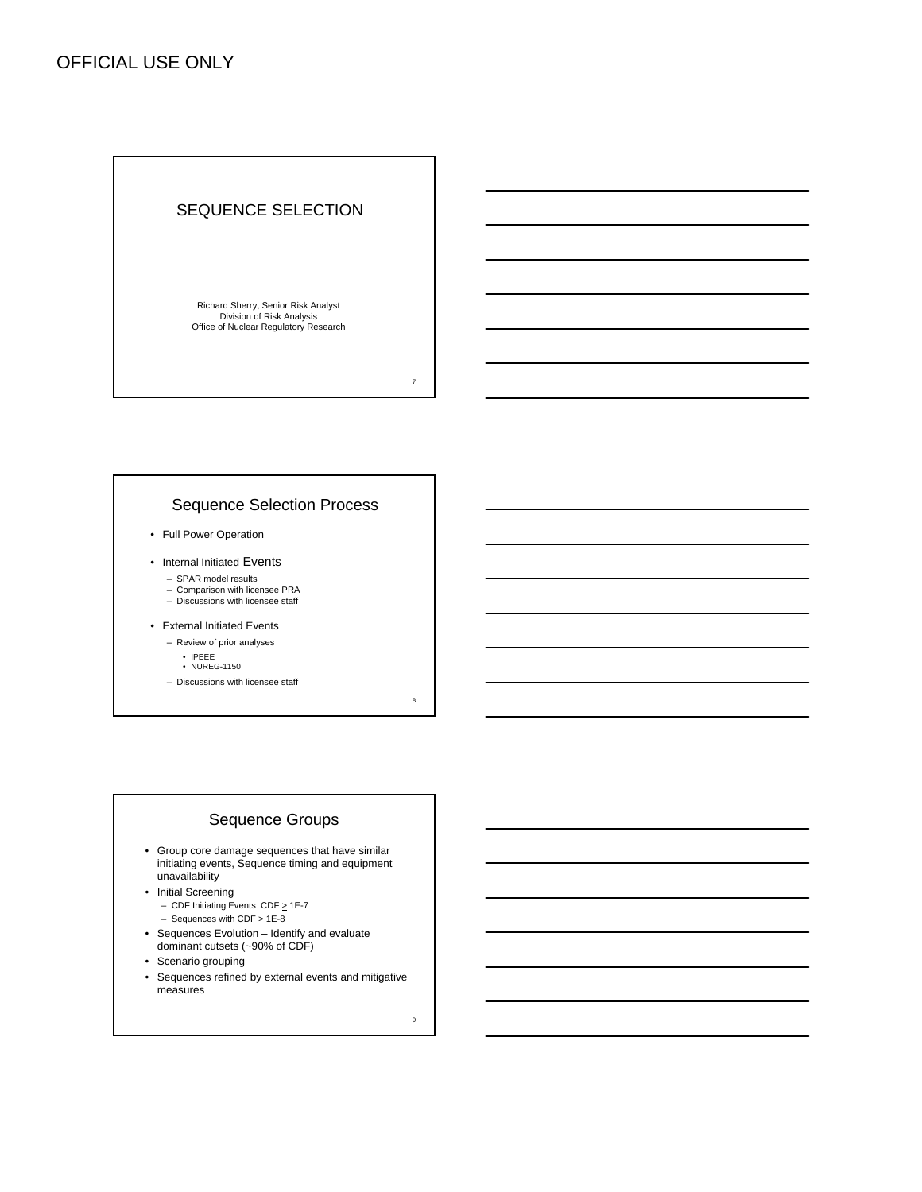## SEQUENCE SELECTION

Richard Sherry, Senior Risk Analyst
Division of Risk Analysis
Office of Nuclear Regulatory Research

## Sequence Selection Process

- Full Power Operation
- Internal Initiated Events
  - SPAR model results
  - Comparison with licensee PRA
  - Discussions with licensee staff
- External Initiated Events
  - Review of prior analyses
    - IPEEE
    - NUREG-1150
  - Discussions with licensee staff

## Sequence Groups

- Group core damage sequences that have similar initiating events, Sequence timing and equipment unavailability
- Initial Screening
  - CDF Initiating Events CDF $\geq$ 1E-7
  - Sequences with CDF $\geq$ 1E-8
- Sequences Evolution – Identify and evaluate dominant cutsets (~90% of CDF)
- Scenario grouping
- Sequences refined by external events and mitigative measures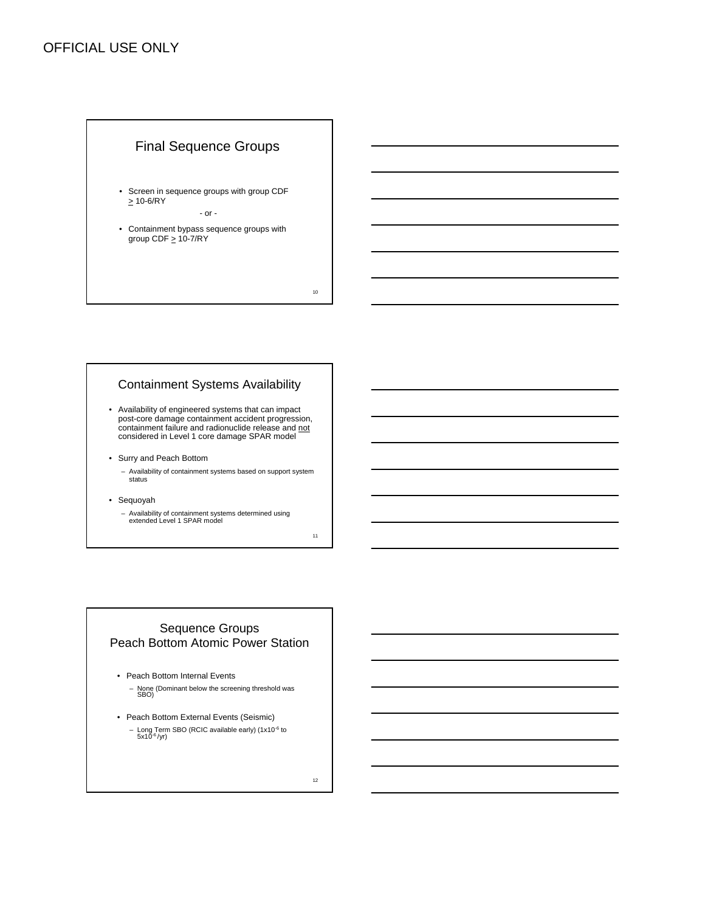## Final Sequence Groups

- Screen in sequence groups with group CDF ≥ 10-6/RY

  \- or -

- Containment bypass sequence groups with group CDF ≥ 10-7/RY

## Containment Systems Availability

- Availability of engineered systems that can impact post-core damage containment accident progression, containment failure and radionuclide release and <u>not</u> considered in Level 1 core damage SPAR model
- Surry and Peach Bottom
  - Availability of containment systems based on support system status
- Sequoyah
  - Availability of containment systems determined using extended Level 1 SPAR model

## Sequence Groups Peach Bottom Atomic Power Station

- Peach Bottom Internal Events
  - None (Dominant below the screening threshold was SBO)
- Peach Bottom External Events (Seismic)
  - Long Term SBO (RCIC available early) ($1 \times 10^{-6}$ to $5 \times 10^{-6}$ /yr)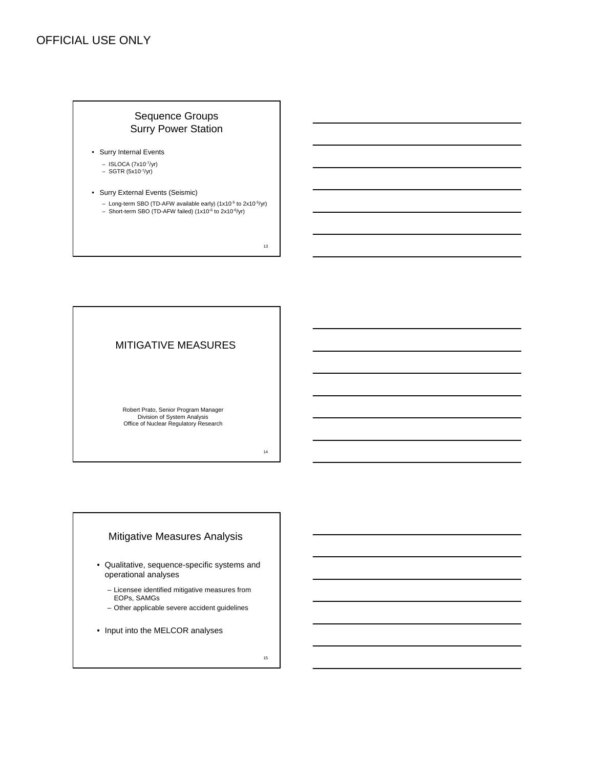## Sequence Groups Surry Power Station

- Surry Internal Events
  - ISLOCA ($7x10^{-7}$/yr)
  - SGTR ($5x10^{-7}$/yr)
- Surry External Events (Seismic)
  - Long-term SBO (TD-AFW available early) ($1x10^{-5}$ to $2x10^{-5}$/yr)
  - Short-term SBO (TD-AFW failed) ($1x10^{-6}$ to $2x10^{-6}$/yr)

## MITIGATIVE MEASURES

Robert Prato, Senior Program Manager
Division of System Analysis
Office of Nuclear Regulatory Research

## Mitigative Measures Analysis

- Qualitative, sequence-specific systems and operational analyses
  - Licensee identified mitigative measures from EOPs, SAMGs
  - Other applicable severe accident guidelines
- Input into the MELCOR analyses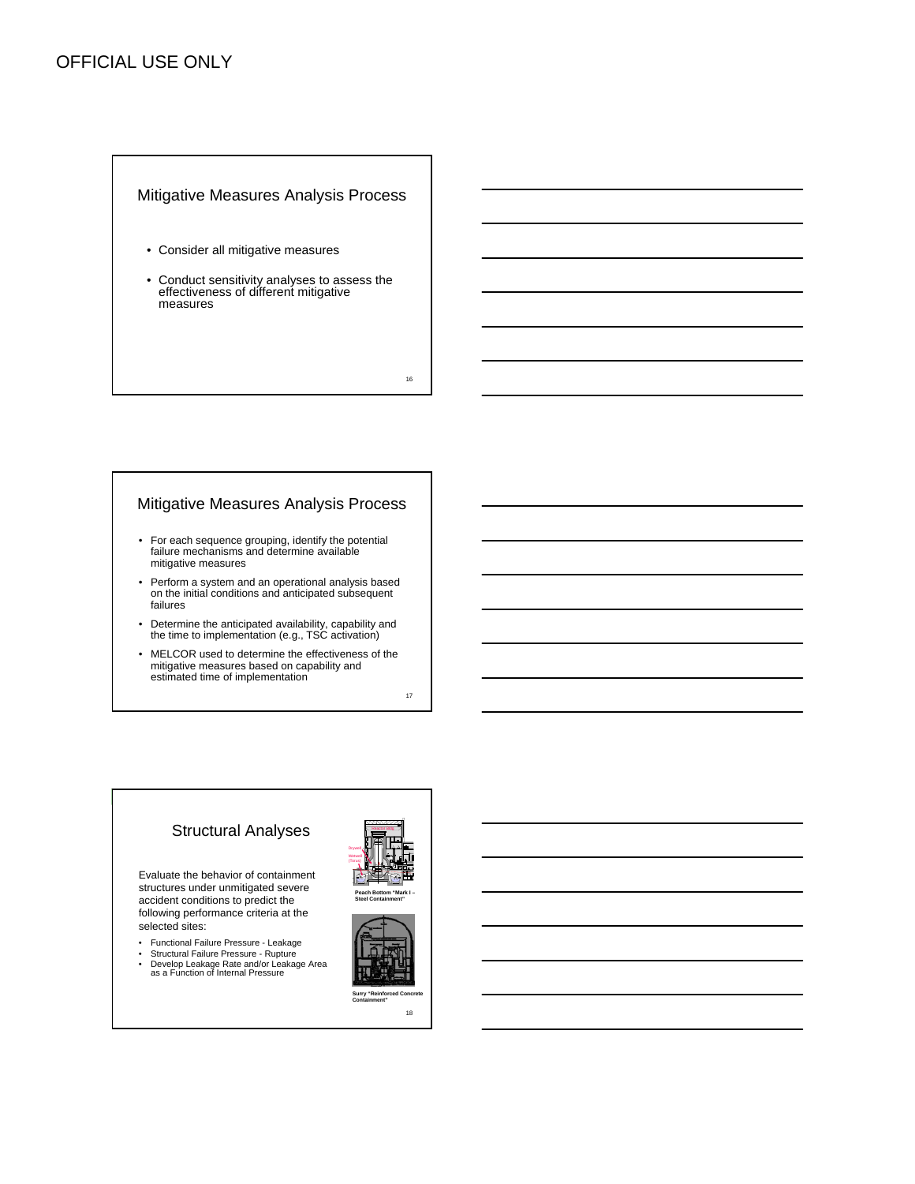OFFICIAL USE ONLY

## Mitigative Measures Analysis Process

- Consider all mitigative measures
- Conduct sensitivity analyses to assess the effectiveness of different mitigative measures

## Mitigative Measures Analysis Process

- For each sequence grouping, identify the potential failure mechanisms and determine available mitigative measures
- Perform a system and an operational analysis based on the initial conditions and anticipated subsequent failures
- Determine the anticipated availability, capability and the time to implementation (e.g., TSC activation)
- MELCOR used to determine the effectiveness of the mitigative measures based on capability and estimated time of implementation

## Structural Analyses

Evaluate the behavior of containment structures under unmitigated severe accident conditions to predict the following performance criteria at the selected sites:

- Functional Failure Pressure - Leakage
- Structural Failure Pressure - Rupture
- Develop Leakage Rate and/or Leakage Area as a Function of Internal Pressure

Peach Bottom "Mark I – Steel Containment"

Surry "Reinforced Concrete Containment"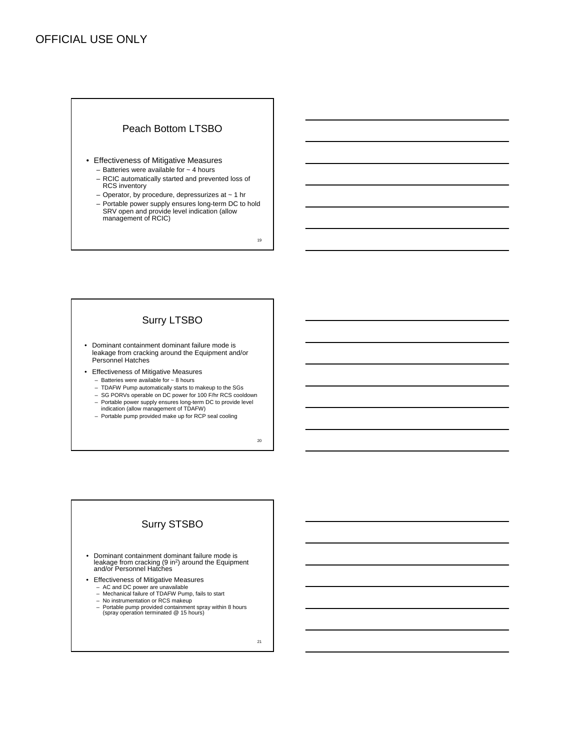## Peach Bottom LTSBO

- Effectiveness of Mitigative Measures
  - Batteries were available for ~ 4 hours
  - RCIC automatically started and prevented loss of RCS inventory
  - Operator, by procedure, depressurizes at ~ 1 hr
  - Portable power supply ensures long-term DC to hold SRV open and provide level indication (allow management of RCIC)

## Surry LTSBO

- Dominant containment dominant failure mode is leakage from cracking around the Equipment and/or Personnel Hatches
- Effectiveness of Mitigative Measures
  - Batteries were available for ~ 8 hours
  - TDAFW Pump automatically starts to makeup to the SGs
  - SG PORVs operable on DC power for 100 F/hr RCS cooldown
  - Portable power supply ensures long-term DC to provide level indication (allow management of TDAFW)
  - Portable pump provided make up for RCP seal cooling

## Surry STSBO

- Dominant containment dominant failure mode is leakage from cracking (9 $in^2$) around the Equipment and/or Personnel Hatches
- Effectiveness of Mitigative Measures
  - AC and DC power are unavailable
  - Mechanical failure of TDAFW Pump, fails to start
  - No instrumentation or RCS makeup
  - Portable pump provided containment spray within 8 hours (spray operation terminated @ 15 hours)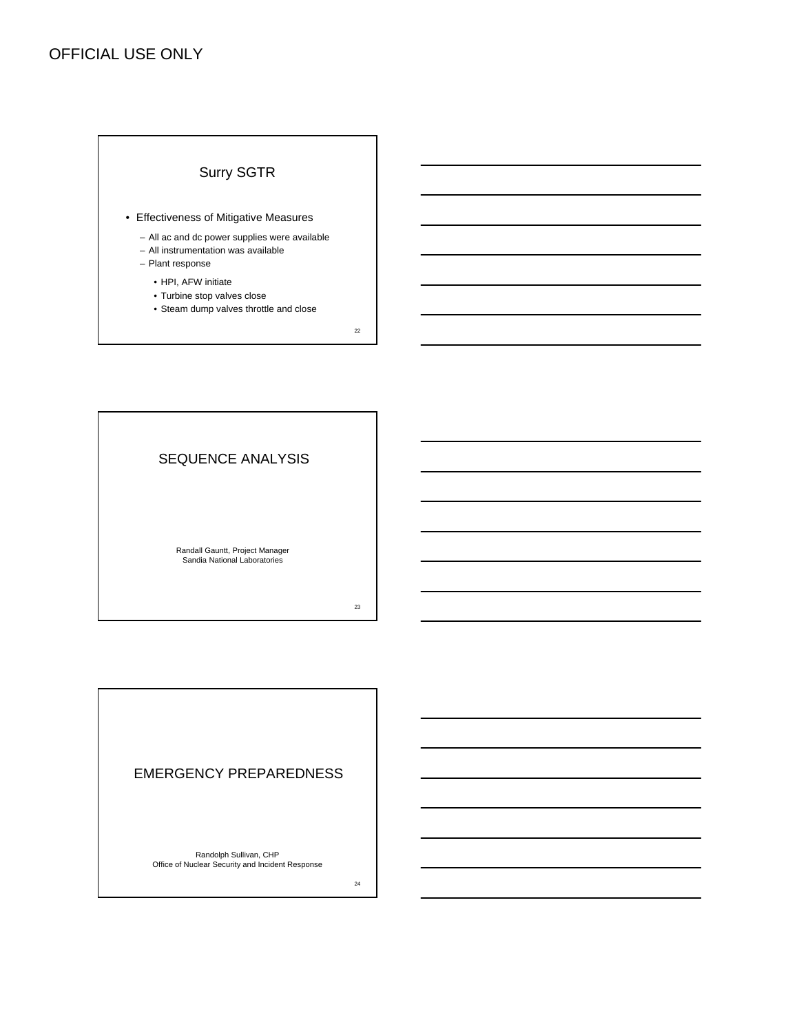## Surry SGTR

- Effectiveness of Mitigative Measures
  - All ac and dc power supplies were available
  - All instrumentation was available
  - Plant response
    - HPI, AFW initiate
    - Turbine stop valves close
    - Steam dump valves throttle and close

## SEQUENCE ANALYSIS

Randall Gauntt, Project Manager
Sandia National Laboratories

## EMERGENCY PREPAREDNESS

Randolph Sullivan, CHP
Office of Nuclear Security and Incident Response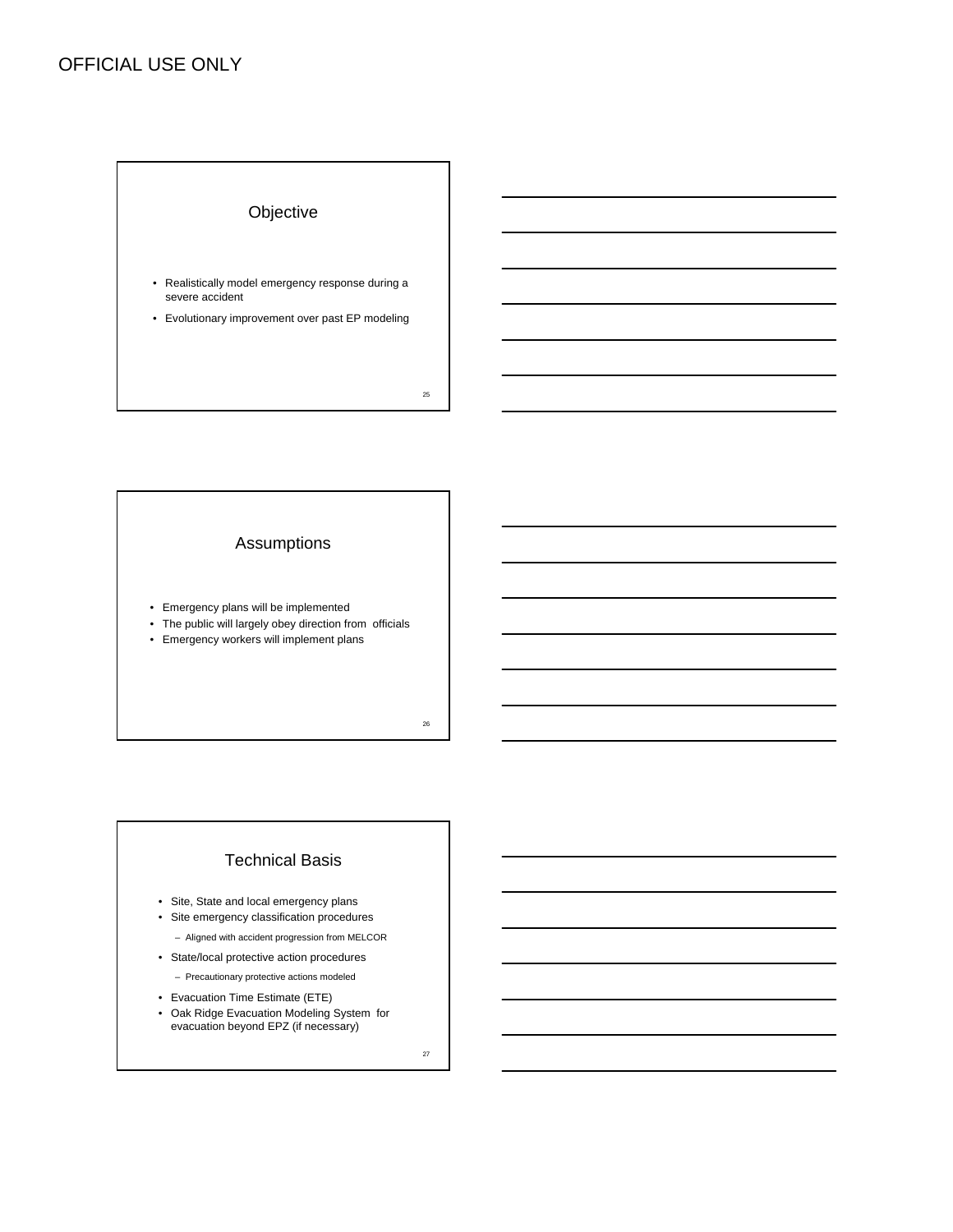OFFICIAL USE ONLY

## Objective

- Realistically model emergency response during a severe accident
- Evolutionary improvement over past EP modeling

## Assumptions

- Emergency plans will be implemented
- The public will largely obey direction from officials
- Emergency workers will implement plans

## Technical Basis

- Site, State and local emergency plans
- Site emergency classification procedures
  - Aligned with accident progression from MELCOR
- State/local protective action procedures
  - Precautionary protective actions modeled
- Evacuation Time Estimate (ETE)
- Oak Ridge Evacuation Modeling System for evacuation beyond EPZ (if necessary)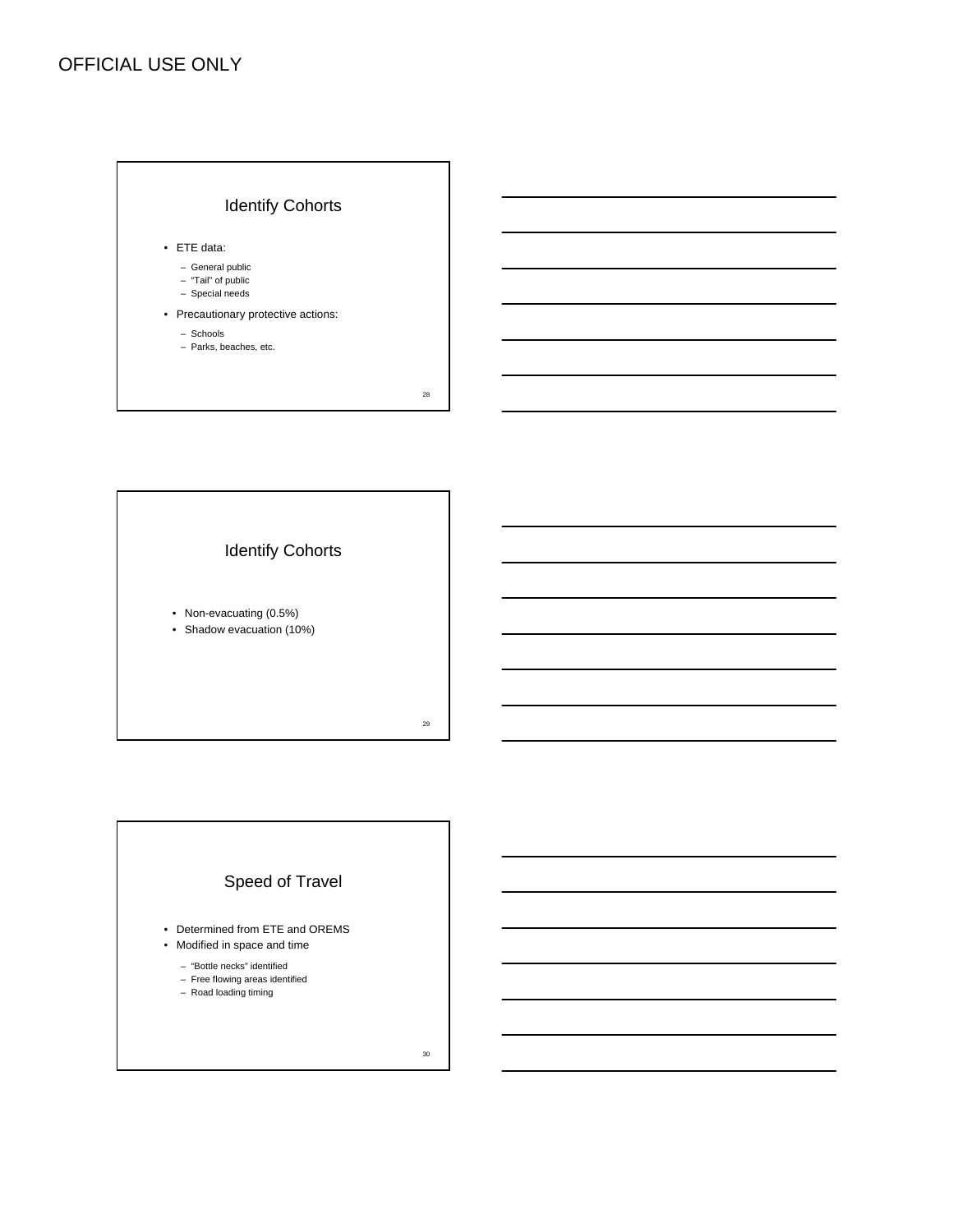## Identify Cohorts

- ETE data:
  - General public
  - "Tail" of public
  - Special needs
- Precautionary protective actions:
  - Schools
  - Parks, beaches, etc.

## Identify Cohorts

- Non-evacuating (0.5%)
- Shadow evacuation (10%)

## Speed of Travel

- Determined from ETE and OREMS
- Modified in space and time
  - "Bottle necks" identified
  - Free flowing areas identified
  - Road loading timing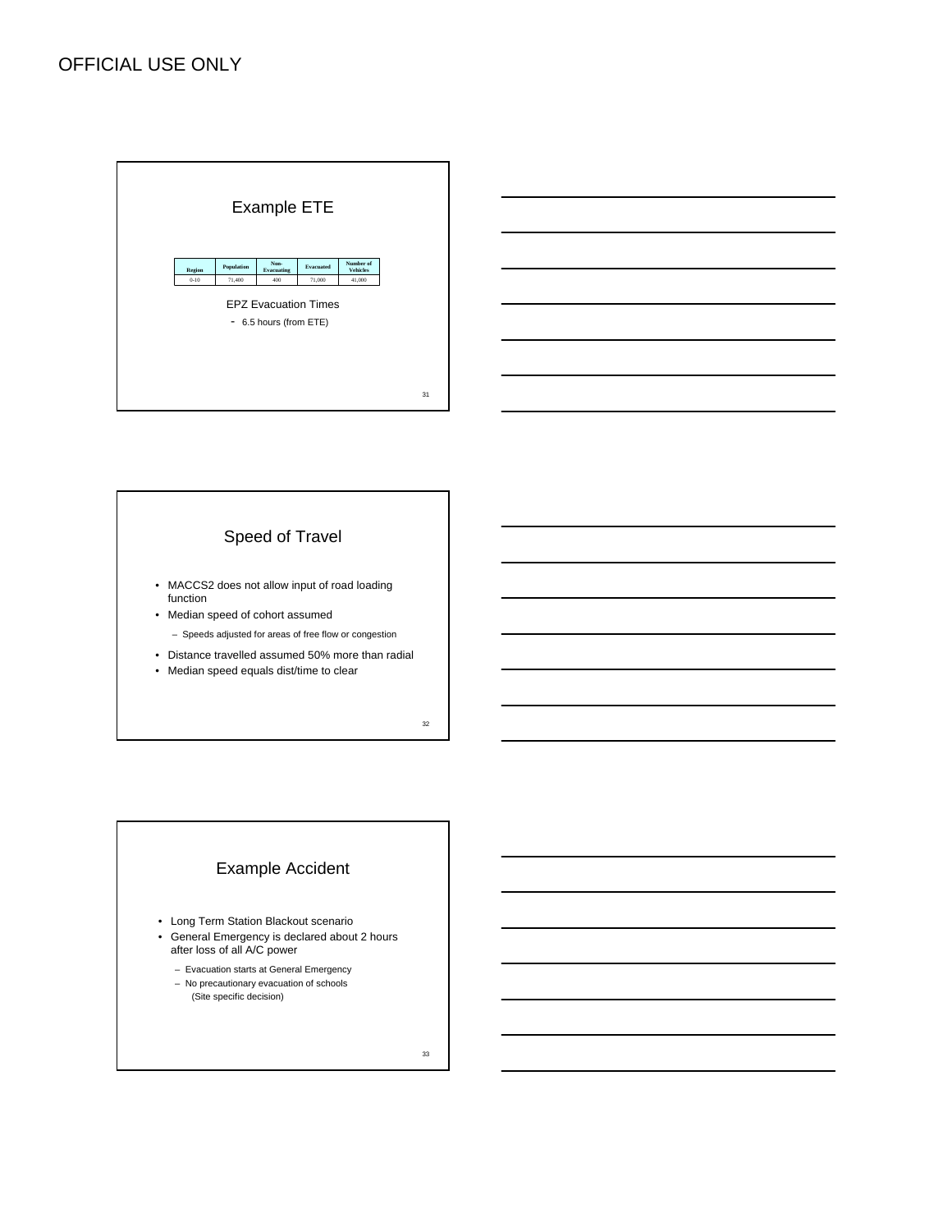OFFICIAL USE ONLY

## Example ETE

| Region | Population | Non-Evacuating | Evacuated | Number of Vehicles |
|---|---|---|---|---|
| 0-10 | 71,400 | 400 | 71,000 | 41,000 |

EPZ Evacuation Times

- 6.5 hours (from ETE)

## Speed of Travel

- MACCS2 does not allow input of road loading function
- Median speed of cohort assumed
  - Speeds adjusted for areas of free flow or congestion
- Distance travelled assumed 50% more than radial
- Median speed equals dist/time to clear

## Example Accident

- Long Term Station Blackout scenario
- General Emergency is declared about 2 hours after loss of all A/C power
  - Evacuation starts at General Emergency
  - No precautionary evacuation of schools (Site specific decision)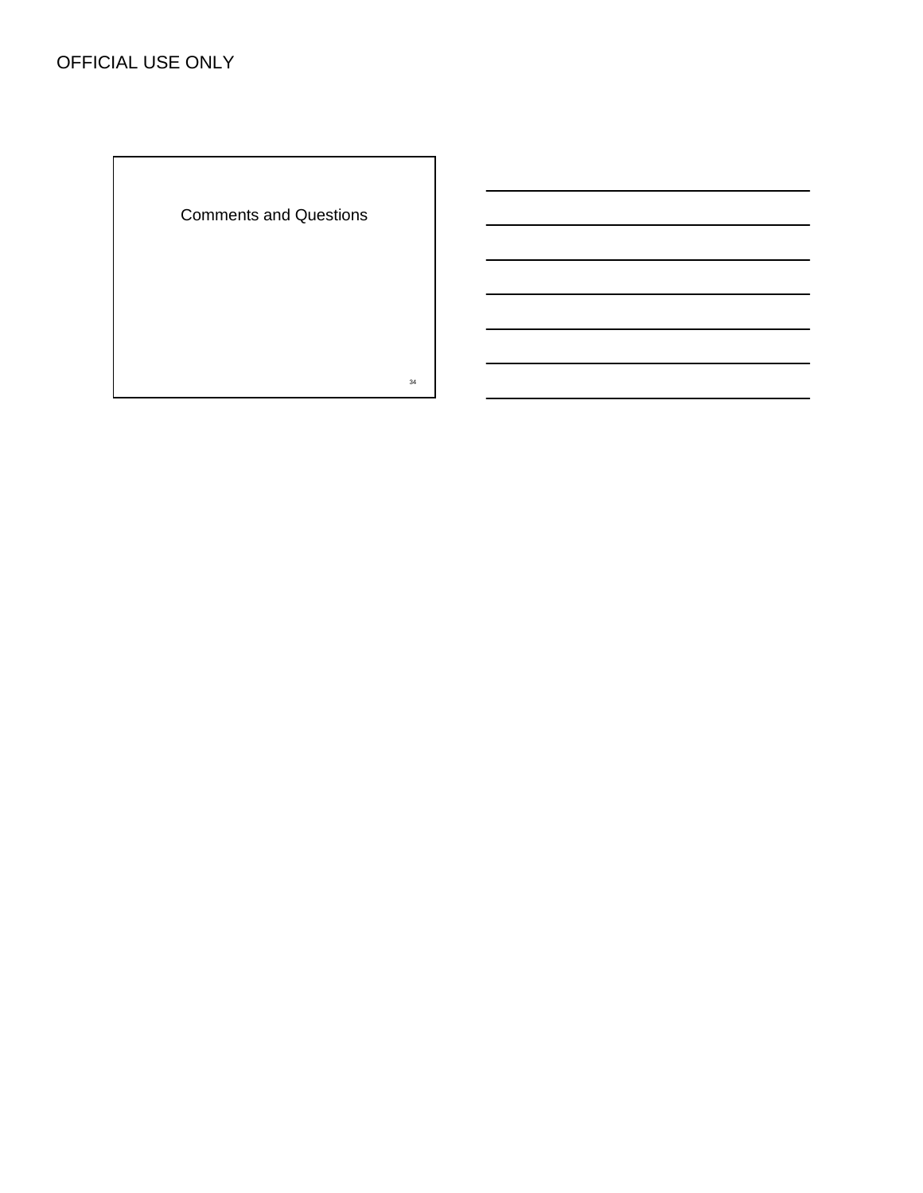OFFICIAL USE ONLY

Comments and Questions

34